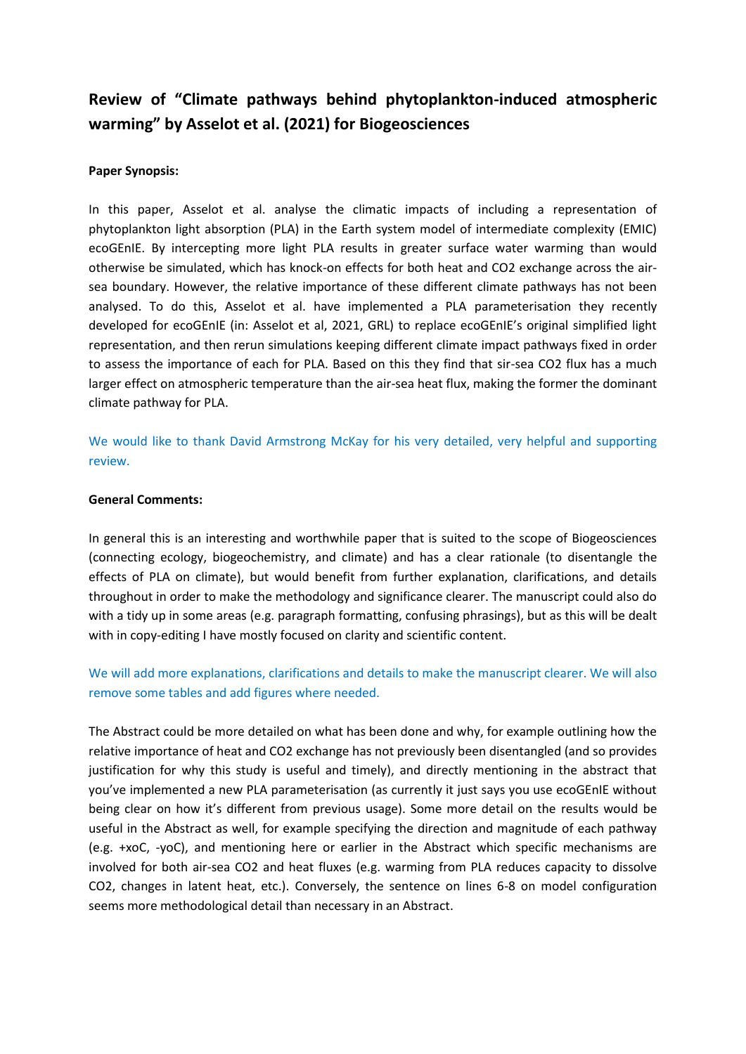# Review of "Climate pathways behind phytoplankton-induced atmospheric warming" by Asselot et al. (2021) for Biogeosciences

**Paper Synopsis:**

In this paper, Asselot et al. analyse the climatic impacts of including a representation of phytoplankton light absorption (PLA) in the Earth system model of intermediate complexity (EMIC) ecoGEnIE. By intercepting more light PLA results in greater surface water warming than would otherwise be simulated, which has knock-on effects for both heat and $CO_2$ exchange across the air-sea boundary. However, the relative importance of these different climate pathways has not been analysed. To do this, Asselot et al. have implemented a PLA parameterisation they recently developed for ecoGEnIE (in: Asselot et al, 2021, GRL) to replace ecoGEnIE's original simplified light representation, and then rerun simulations keeping different climate impact pathways fixed in order to assess the importance of each for PLA. Based on this they find that sir-sea $CO_2$ flux has a much larger effect on atmospheric temperature than the air-sea heat flux, making the former the dominant climate pathway for PLA.

We would like to thank David Armstrong McKay for his very detailed, very helpful and supporting review.

**General Comments:**

In general this is an interesting and worthwhile paper that is suited to the scope of Biogeosciences (connecting ecology, biogeochemistry, and climate) and has a clear rationale (to disentangle the effects of PLA on climate), but would benefit from further explanation, clarifications, and details throughout in order to make the methodology and significance clearer. The manuscript could also do with a tidy up in some areas (e.g. paragraph formatting, confusing phrasings), but as this will be dealt with in copy-editing I have mostly focused on clarity and scientific content.

We will add more explanations, clarifications and details to make the manuscript clearer. We will also remove some tables and add figures where needed.

The Abstract could be more detailed on what has been done and why, for example outlining how the relative importance of heat and $CO_2$ exchange has not previously been disentangled (and so provides justification for why this study is useful and timely), and directly mentioning in the abstract that you've implemented a new PLA parameterisation (as currently it just says you use ecoGEnIE without being clear on how it's different from previous usage). Some more detail on the results would be useful in the Abstract as well, for example specifying the direction and magnitude of each pathway (e.g. +xoC, -yoC), and mentioning here or earlier in the Abstract which specific mechanisms are involved for both air-sea $CO_2$ and heat fluxes (e.g. warming from PLA reduces capacity to dissolve $CO_2$, changes in latent heat, etc.). Conversely, the sentence on lines 6-8 on model configuration seems more methodological detail than necessary in an Abstract.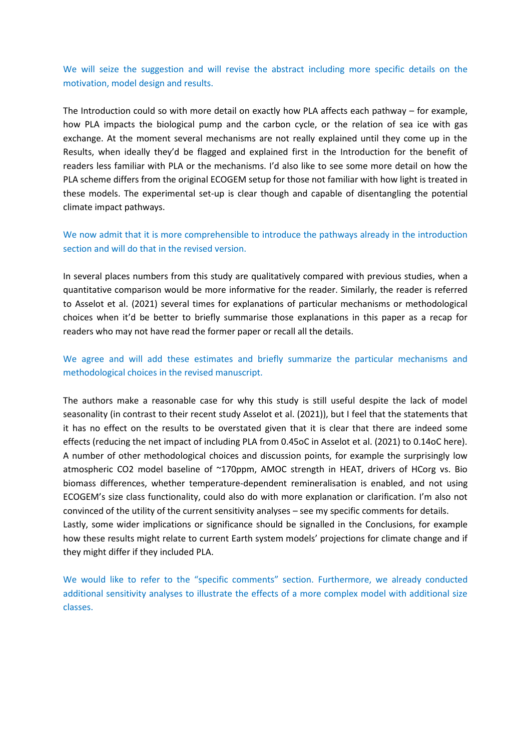We will seize the suggestion and will revise the abstract including more specific details on the motivation, model design and results.

The Introduction could so with more detail on exactly how PLA affects each pathway – for example, how PLA impacts the biological pump and the carbon cycle, or the relation of sea ice with gas exchange. At the moment several mechanisms are not really explained until they come up in the Results, when ideally they'd be flagged and explained first in the Introduction for the benefit of readers less familiar with PLA or the mechanisms. I'd also like to see some more detail on how the PLA scheme differs from the original ECOGEM setup for those not familiar with how light is treated in these models. The experimental set-up is clear though and capable of disentangling the potential climate impact pathways.

We now admit that it is more comprehensible to introduce the pathways already in the introduction section and will do that in the revised version.

In several places numbers from this study are qualitatively compared with previous studies, when a quantitative comparison would be more informative for the reader. Similarly, the reader is referred to Asselot et al. (2021) several times for explanations of particular mechanisms or methodological choices when it'd be better to briefly summarise those explanations in this paper as a recap for readers who may not have read the former paper or recall all the details.

We agree and will add these estimates and briefly summarize the particular mechanisms and methodological choices in the revised manuscript.

The authors make a reasonable case for why this study is still useful despite the lack of model seasonality (in contrast to their recent study Asselot et al. (2021)), but I feel that the statements that it has no effect on the results to be overstated given that it is clear that there are indeed some effects (reducing the net impact of including PLA from 0.45oC in Asselot et al. (2021) to 0.14oC here). A number of other methodological choices and discussion points, for example the surprisingly low atmospheric CO2 model baseline of ~170ppm, AMOC strength in HEAT, drivers of HCorg vs. Bio biomass differences, whether temperature-dependent remineralisation is enabled, and not using ECOGEM's size class functionality, could also do with more explanation or clarification. I'm also not convinced of the utility of the current sensitivity analyses – see my specific comments for details.
Lastly, some wider implications or significance should be signalled in the Conclusions, for example how these results might relate to current Earth system models' projections for climate change and if they might differ if they included PLA.

We would like to refer to the "specific comments" section. Furthermore, we already conducted additional sensitivity analyses to illustrate the effects of a more complex model with additional size classes.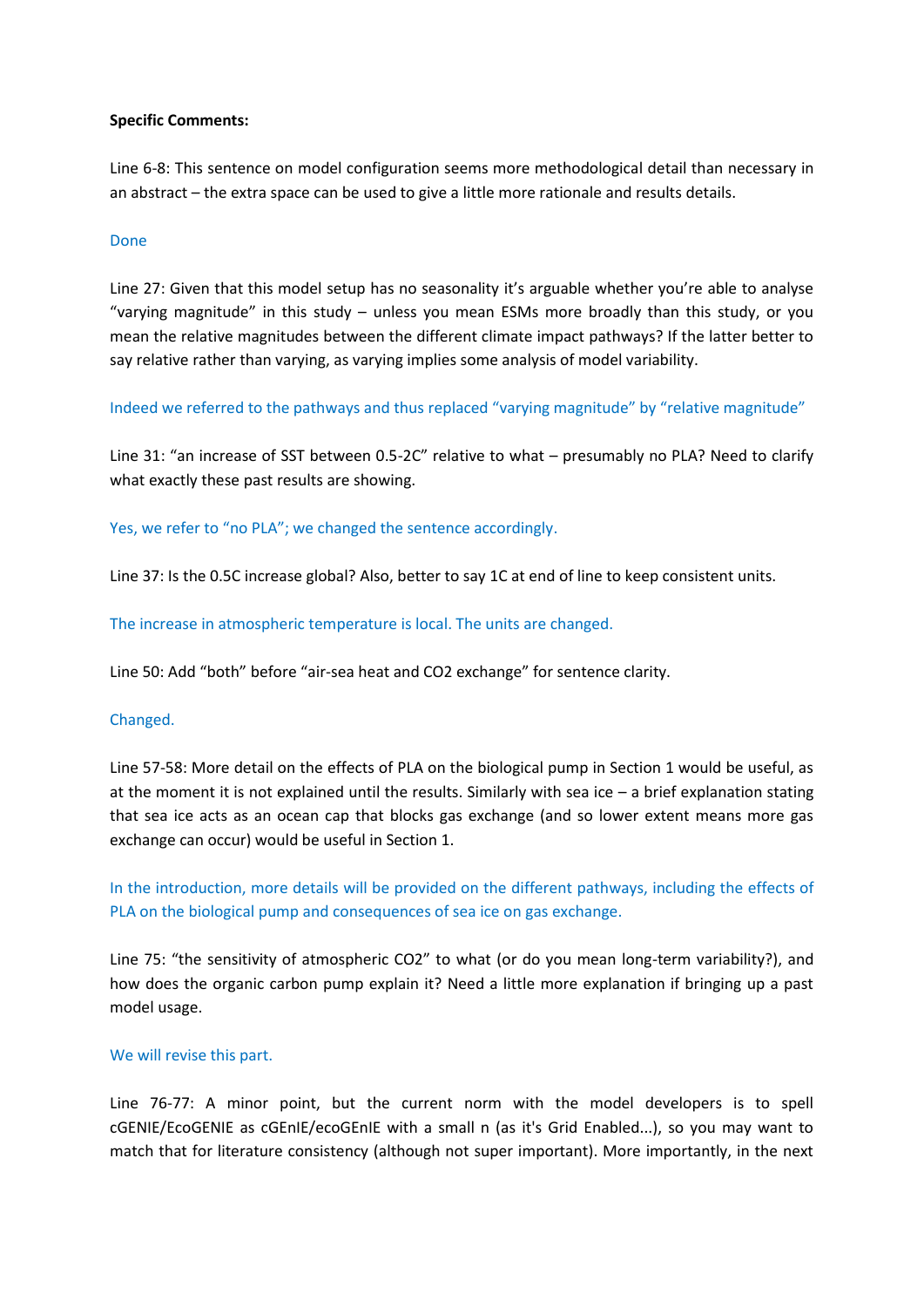**Specific Comments:**

Line 6-8: This sentence on model configuration seems more methodological detail than necessary in an abstract – the extra space can be used to give a little more rationale and results details.

Done

Line 27: Given that this model setup has no seasonality it's arguable whether you're able to analyse "varying magnitude" in this study – unless you mean ESMs more broadly than this study, or you mean the relative magnitudes between the different climate impact pathways? If the latter better to say relative rather than varying, as varying implies some analysis of model variability.

Indeed we referred to the pathways and thus replaced "varying magnitude" by "relative magnitude"

Line 31: "an increase of SST between 0.5-2C" relative to what – presumably no PLA? Need to clarify what exactly these past results are showing.

Yes, we refer to "no PLA"; we changed the sentence accordingly.

Line 37: Is the 0.5C increase global? Also, better to say 1C at end of line to keep consistent units.

The increase in atmospheric temperature is local. The units are changed.

Line 50: Add "both" before "air-sea heat and CO2 exchange" for sentence clarity.

Changed.

Line 57-58: More detail on the effects of PLA on the biological pump in Section 1 would be useful, as at the moment it is not explained until the results. Similarly with sea ice – a brief explanation stating that sea ice acts as an ocean cap that blocks gas exchange (and so lower extent means more gas exchange can occur) would be useful in Section 1.

In the introduction, more details will be provided on the different pathways, including the effects of PLA on the biological pump and consequences of sea ice on gas exchange.

Line 75: "the sensitivity of atmospheric CO2" to what (or do you mean long-term variability?), and how does the organic carbon pump explain it? Need a little more explanation if bringing up a past model usage.

We will revise this part.

Line 76-77: A minor point, but the current norm with the model developers is to spell cGENIE/EcoGENIE as cGEnIE/ecoGEnIE with a small n (as it's Grid Enabled...), so you may want to match that for literature consistency (although not super important). More importantly, in the next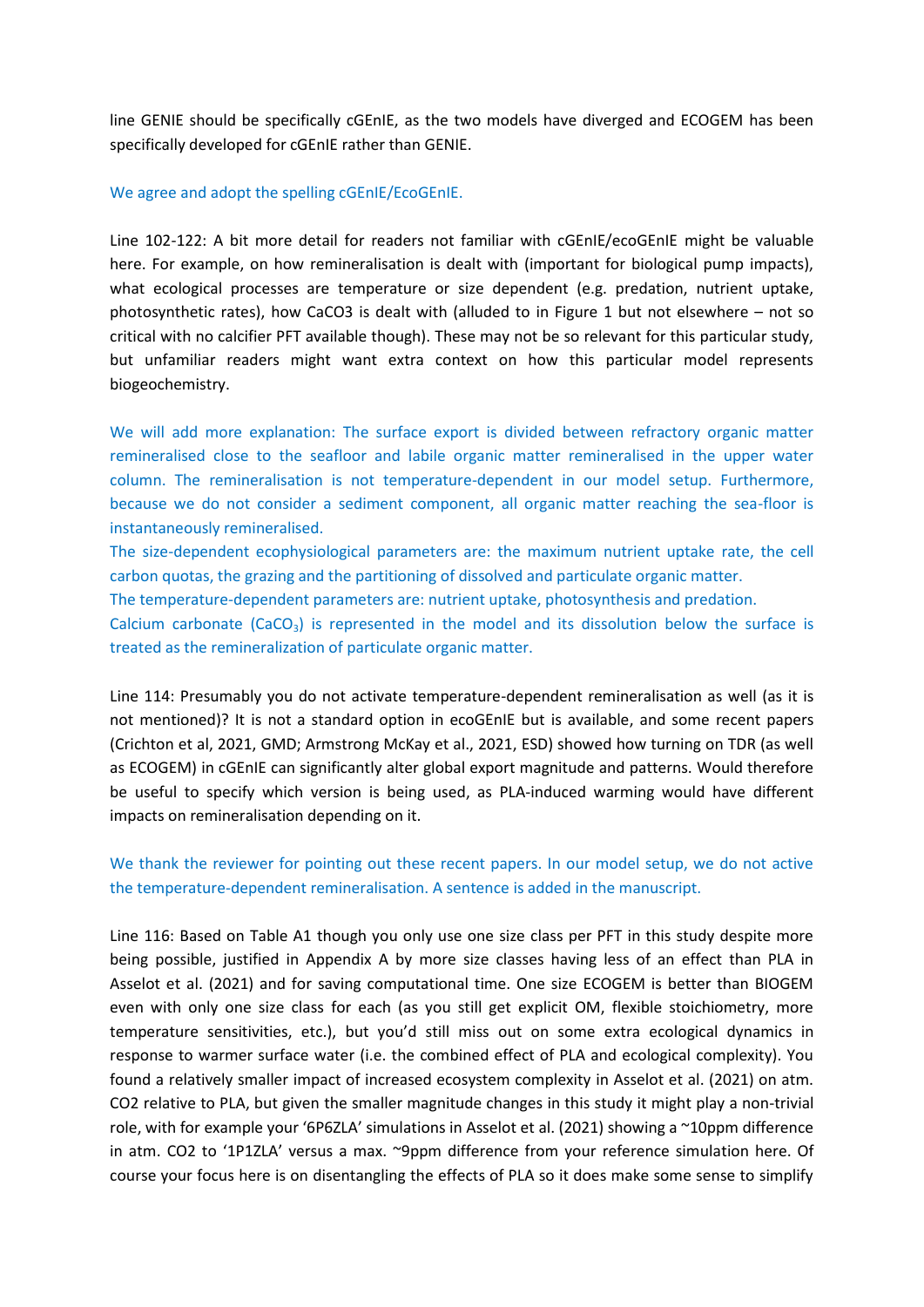line GENIE should be specifically cGEnIE, as the two models have diverged and ECOGEM has been specifically developed for cGEnIE rather than GENIE.

We agree and adopt the spelling cGEnIE/EcoGEnIE.

Line 102-122: A bit more detail for readers not familiar with cGEnIE/ecoGEnIE might be valuable here. For example, on how remineralisation is dealt with (important for biological pump impacts), what ecological processes are temperature or size dependent (e.g. predation, nutrient uptake, photosynthetic rates), how CaCO3 is dealt with (alluded to in Figure 1 but not elsewhere – not so critical with no calcifier PFT available though). These may not be so relevant for this particular study, but unfamiliar readers might want extra context on how this particular model represents biogeochemistry.

We will add more explanation: The surface export is divided between refractory organic matter remineralised close to the seafloor and labile organic matter remineralised in the upper water column. The remineralisation is not temperature-dependent in our model setup. Furthermore, because we do not consider a sediment component, all organic matter reaching the sea-floor is instantaneously remineralised.
The size-dependent ecophysiological parameters are: the maximum nutrient uptake rate, the cell carbon quotas, the grazing and the partitioning of dissolved and particulate organic matter.
The temperature-dependent parameters are: nutrient uptake, photosynthesis and predation.
Calcium carbonate ($CaCO_3$) is represented in the model and its dissolution below the surface is treated as the remineralization of particulate organic matter.

Line 114: Presumably you do not activate temperature-dependent remineralisation as well (as it is not mentioned)? It is not a standard option in ecoGEnIE but is available, and some recent papers (Crichton et al, 2021, GMD; Armstrong McKay et al., 2021, ESD) showed how turning on TDR (as well as ECOGEM) in cGEnIE can significantly alter global export magnitude and patterns. Would therefore be useful to specify which version is being used, as PLA-induced warming would have different impacts on remineralisation depending on it.

We thank the reviewer for pointing out these recent papers. In our model setup, we do not active the temperature-dependent remineralisation. A sentence is added in the manuscript.

Line 116: Based on Table A1 though you only use one size class per PFT in this study despite more being possible, justified in Appendix A by more size classes having less of an effect than PLA in Asselot et al. (2021) and for saving computational time. One size ECOGEM is better than BIOGEM even with only one size class for each (as you still get explicit OM, flexible stoichiometry, more temperature sensitivities, etc.), but you'd still miss out on some extra ecological dynamics in response to warmer surface water (i.e. the combined effect of PLA and ecological complexity). You found a relatively smaller impact of increased ecosystem complexity in Asselot et al. (2021) on atm. CO2 relative to PLA, but given the smaller magnitude changes in this study it might play a non-trivial role, with for example your '6P6ZLA' simulations in Asselot et al. (2021) showing a ~10ppm difference in atm. CO2 to '1P1ZLA' versus a max. ~9ppm difference from your reference simulation here. Of course your focus here is on disentangling the effects of PLA so it does make some sense to simplify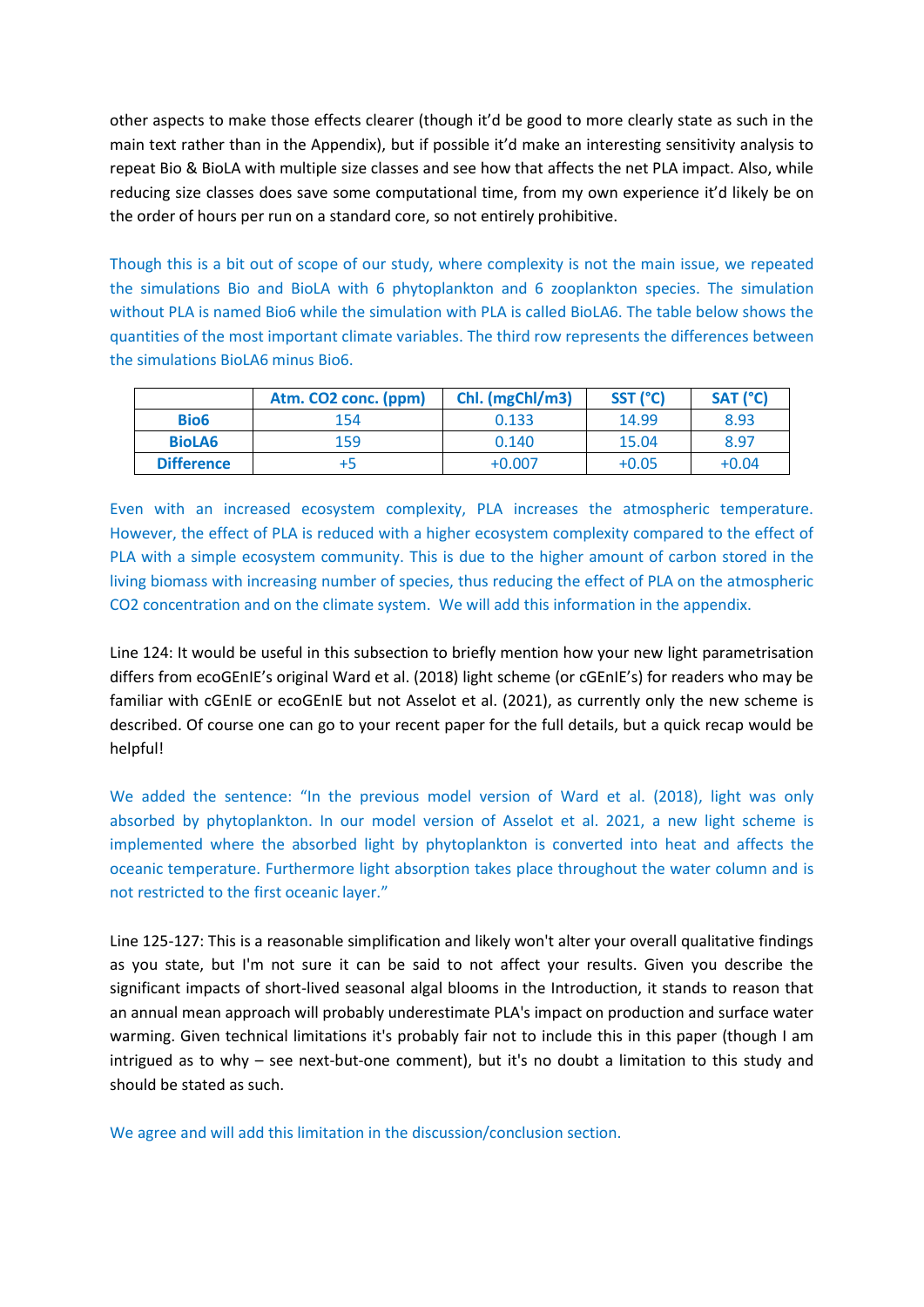other aspects to make those effects clearer (though it'd be good to more clearly state as such in the main text rather than in the Appendix), but if possible it'd make an interesting sensitivity analysis to repeat Bio & BioLA with multiple size classes and see how that affects the net PLA impact. Also, while reducing size classes does save some computational time, from my own experience it'd likely be on the order of hours per run on a standard core, so not entirely prohibitive.

Though this is a bit out of scope of our study, where complexity is not the main issue, we repeated the simulations Bio and BioLA with 6 phytoplankton and 6 zooplankton species. The simulation without PLA is named Bio6 while the simulation with PLA is called BioLA6. The table below shows the quantities of the most important climate variables. The third row represents the differences between the simulations BioLA6 minus Bio6.

| | Atm. CO2 conc. (ppm) | Chl. (mgChl/m3) | SST (°C) | SAT (°C) |
|---|---|---|---|---|
| **Bio6** | 154 | 0.133 | 14.99 | 8.93 |
| **BioLA6** | 159 | 0.140 | 15.04 | 8.97 |
| **Difference** | +5 | +0.007 | +0.05 | +0.04 |

Even with an increased ecosystem complexity, PLA increases the atmospheric temperature. However, the effect of PLA is reduced with a higher ecosystem complexity compared to the effect of PLA with a simple ecosystem community. This is due to the higher amount of carbon stored in the living biomass with increasing number of species, thus reducing the effect of PLA on the atmospheric CO2 concentration and on the climate system. We will add this information in the appendix.

Line 124: It would be useful in this subsection to briefly mention how your new light parametrisation differs from ecoGEnIE's original Ward et al. (2018) light scheme (or cGEnIE's) for readers who may be familiar with cGEnIE or ecoGEnIE but not Asselot et al. (2021), as currently only the new scheme is described. Of course one can go to your recent paper for the full details, but a quick recap would be helpful!

We added the sentence: "In the previous model version of Ward et al. (2018), light was only absorbed by phytoplankton. In our model version of Asselot et al. 2021, a new light scheme is implemented where the absorbed light by phytoplankton is converted into heat and affects the oceanic temperature. Furthermore light absorption takes place throughout the water column and is not restricted to the first oceanic layer."

Line 125-127: This is a reasonable simplification and likely won't alter your overall qualitative findings as you state, but I'm not sure it can be said to not affect your results. Given you describe the significant impacts of short-lived seasonal algal blooms in the Introduction, it stands to reason that an annual mean approach will probably underestimate PLA's impact on production and surface water warming. Given technical limitations it's probably fair not to include this in this paper (though I am intrigued as to why – see next-but-one comment), but it's no doubt a limitation to this study and should be stated as such.

We agree and will add this limitation in the discussion/conclusion section.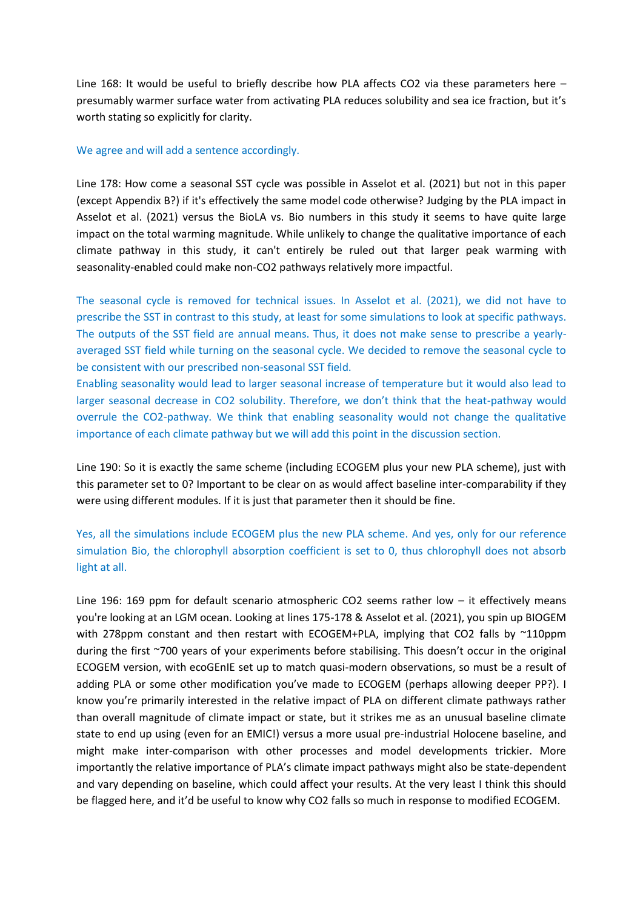Line 168: It would be useful to briefly describe how PLA affects CO2 via these parameters here – presumably warmer surface water from activating PLA reduces solubility and sea ice fraction, but it's worth stating so explicitly for clarity.

We agree and will add a sentence accordingly.

Line 178: How come a seasonal SST cycle was possible in Asselot et al. (2021) but not in this paper (except Appendix B?) if it's effectively the same model code otherwise? Judging by the PLA impact in Asselot et al. (2021) versus the BioLA vs. Bio numbers in this study it seems to have quite large impact on the total warming magnitude. While unlikely to change the qualitative importance of each climate pathway in this study, it can't entirely be ruled out that larger peak warming with seasonality-enabled could make non-CO2 pathways relatively more impactful.

The seasonal cycle is removed for technical issues. In Asselot et al. (2021), we did not have to prescribe the SST in contrast to this study, at least for some simulations to look at specific pathways. The outputs of the SST field are annual means. Thus, it does not make sense to prescribe a yearly-averaged SST field while turning on the seasonal cycle. We decided to remove the seasonal cycle to be consistent with our prescribed non-seasonal SST field.
Enabling seasonality would lead to larger seasonal increase of temperature but it would also lead to larger seasonal decrease in CO2 solubility. Therefore, we don't think that the heat-pathway would overrule the CO2-pathway. We think that enabling seasonality would not change the qualitative importance of each climate pathway but we will add this point in the discussion section.

Line 190: So it is exactly the same scheme (including ECOGEM plus your new PLA scheme), just with this parameter set to 0? Important to be clear on as would affect baseline inter-comparability if they were using different modules. If it is just that parameter then it should be fine.

Yes, all the simulations include ECOGEM plus the new PLA scheme. And yes, only for our reference simulation Bio, the chlorophyll absorption coefficient is set to 0, thus chlorophyll does not absorb light at all.

Line 196: 169 ppm for default scenario atmospheric CO2 seems rather low – it effectively means you're looking at an LGM ocean. Looking at lines 175-178 & Asselot et al. (2021), you spin up BIOGEM with 278ppm constant and then restart with ECOGEM+PLA, implying that CO2 falls by ~110ppm during the first ~700 years of your experiments before stabilising. This doesn't occur in the original ECOGEM version, with ecoGEnIE set up to match quasi-modern observations, so must be a result of adding PLA or some other modification you've made to ECOGEM (perhaps allowing deeper PP?). I know you're primarily interested in the relative impact of PLA on different climate pathways rather than overall magnitude of climate impact or state, but it strikes me as an unusual baseline climate state to end up using (even for an EMIC!) versus a more usual pre-industrial Holocene baseline, and might make inter-comparison with other processes and model developments trickier. More importantly the relative importance of PLA's climate impact pathways might also be state-dependent and vary depending on baseline, which could affect your results. At the very least I think this should be flagged here, and it'd be useful to know why CO2 falls so much in response to modified ECOGEM.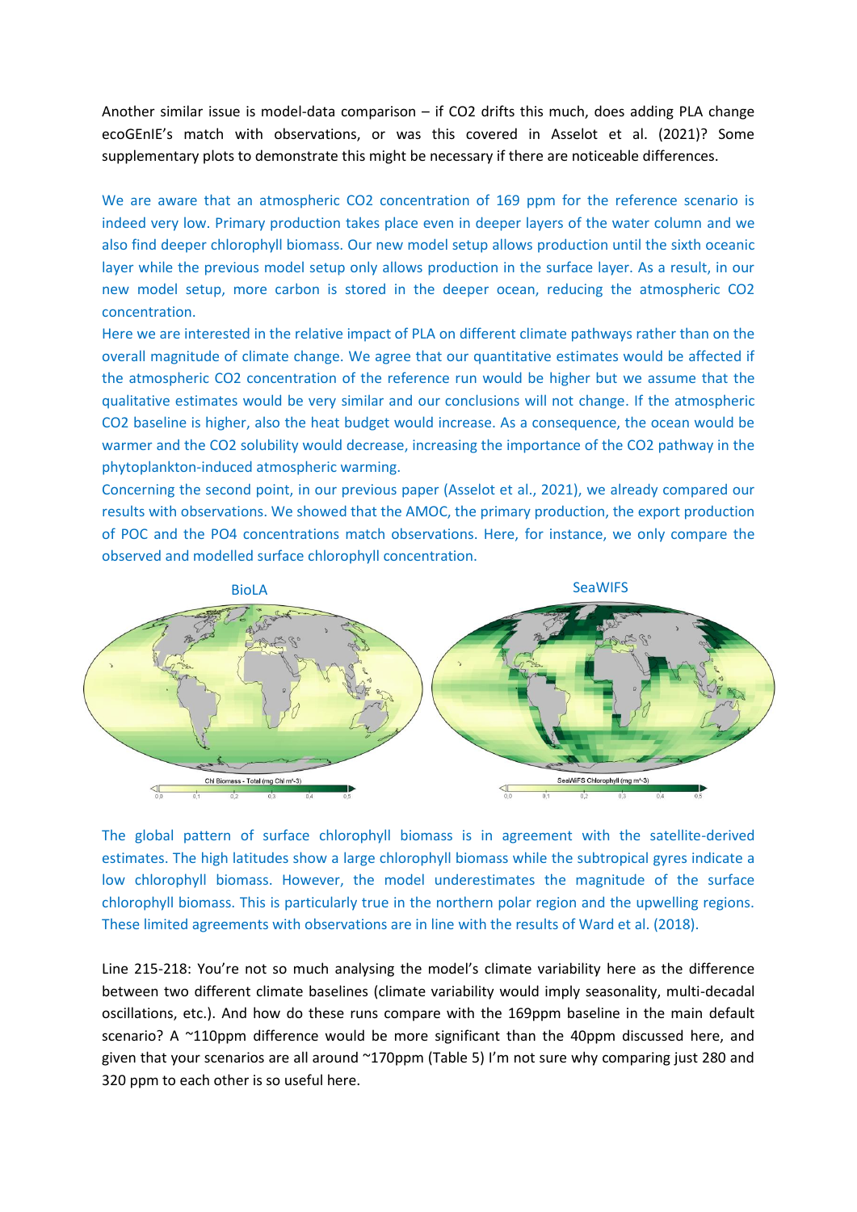Another similar issue is model-data comparison – if $CO_2$ drifts this much, does adding PLA change ecoGEnIE's match with observations, or was this covered in Asselot et al. (2021)? Some supplementary plots to demonstrate this might be necessary if there are noticeable differences.

We are aware that an atmospheric $CO_2$ concentration of 169 ppm for the reference scenario is indeed very low. Primary production takes place even in deeper layers of the water column and we also find deeper chlorophyll biomass. Our new model setup allows production until the sixth oceanic layer while the previous model setup only allows production in the surface layer. As a result, in our new model setup, more carbon is stored in the deeper ocean, reducing the atmospheric $CO_2$ concentration.

Here we are interested in the relative impact of PLA on different climate pathways rather than on the overall magnitude of climate change. We agree that our quantitative estimates would be affected if the atmospheric $CO_2$ concentration of the reference run would be higher but we assume that the qualitative estimates would be very similar and our conclusions will not change. If the atmospheric $CO_2$ baseline is higher, also the heat budget would increase. As a consequence, the ocean would be warmer and the $CO_2$ solubility would decrease, increasing the importance of the $CO_2$ pathway in the phytoplankton-induced atmospheric warming.

Concerning the second point, in our previous paper (Asselot et al., 2021), we already compared our results with observations. We showed that the AMOC, the primary production, the export production of POC and the $PO_4$ concentrations match observations. Here, for instance, we only compare the observed and modelled surface chlorophyll concentration.

BioLA | SeaWIFS

Chl Biomass - Total (mg Chl m^-3) | SeaWIFS Chlorophyll (mg m^-3)

The global pattern of surface chlorophyll biomass is in agreement with the satellite-derived estimates. The high latitudes show a large chlorophyll biomass while the subtropical gyres indicate a low chlorophyll biomass. However, the model underestimates the magnitude of the surface chlorophyll biomass. This is particularly true in the northern polar region and the upwelling regions. These limited agreements with observations are in line with the results of Ward et al. (2018).

Line 215-218: You're not so much analysing the model's climate variability here as the difference between two different climate baselines (climate variability would imply seasonality, multi-decadal oscillations, etc.). And how do these runs compare with the 169ppm baseline in the main default scenario? A ~110ppm difference would be more significant than the 40ppm discussed here, and given that your scenarios are all around ~170ppm (Table 5) I'm not sure why comparing just 280 and 320 ppm to each other is so useful here.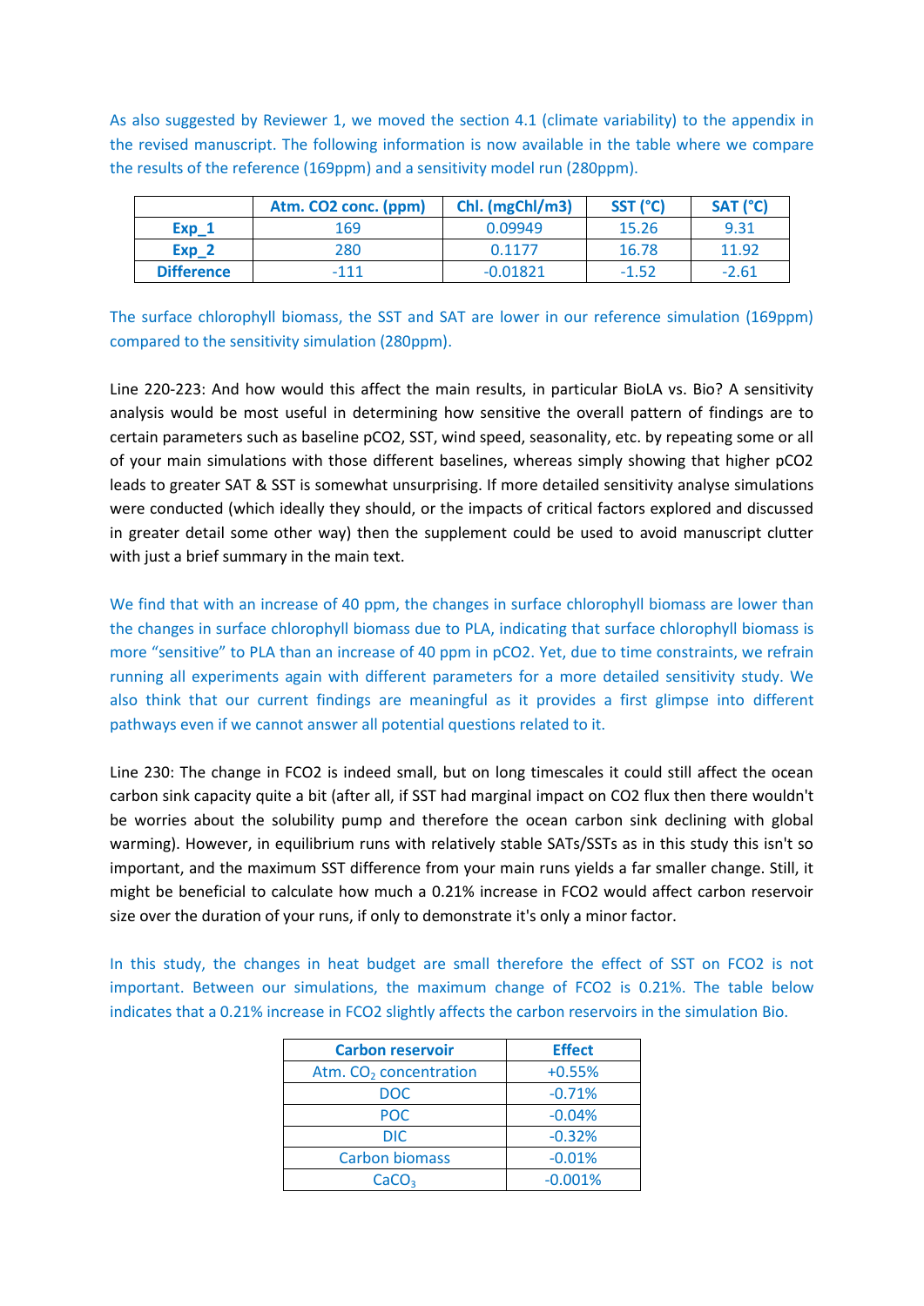As also suggested by Reviewer 1, we moved the section 4.1 (climate variability) to the appendix in the revised manuscript. The following information is now available in the table where we compare the results of the reference (169ppm) and a sensitivity model run (280ppm).

| | Atm. CO2 conc. (ppm) | Chl. (mgChl/m3) | SST (°C) | SAT (°C) |
|---|---|---|---|---|
| **Exp_1** | 169 | 0.09949 | 15.26 | 9.31 |
| **Exp_2** | 280 | 0.1177 | 16.78 | 11.92 |
| **Difference** | -111 | -0.01821 | -1.52 | -2.61 |

The surface chlorophyll biomass, the SST and SAT are lower in our reference simulation (169ppm) compared to the sensitivity simulation (280ppm).

Line 220-223: And how would this affect the main results, in particular BioLA vs. Bio? A sensitivity analysis would be most useful in determining how sensitive the overall pattern of findings are to certain parameters such as baseline pCO2, SST, wind speed, seasonality, etc. by repeating some or all of your main simulations with those different baselines, whereas simply showing that higher pCO2 leads to greater SAT & SST is somewhat unsurprising. If more detailed sensitivity analyse simulations were conducted (which ideally they should, or the impacts of critical factors explored and discussed in greater detail some other way) then the supplement could be used to avoid manuscript clutter with just a brief summary in the main text.

We find that with an increase of 40 ppm, the changes in surface chlorophyll biomass are lower than the changes in surface chlorophyll biomass due to PLA, indicating that surface chlorophyll biomass is more "sensitive" to PLA than an increase of 40 ppm in pCO2. Yet, due to time constraints, we refrain running all experiments again with different parameters for a more detailed sensitivity study. We also think that our current findings are meaningful as it provides a first glimpse into different pathways even if we cannot answer all potential questions related to it.

Line 230: The change in FCO2 is indeed small, but on long timescales it could still affect the ocean carbon sink capacity quite a bit (after all, if SST had marginal impact on CO2 flux then there wouldn't be worries about the solubility pump and therefore the ocean carbon sink declining with global warming). However, in equilibrium runs with relatively stable SATs/SSTs as in this study this isn't so important, and the maximum SST difference from your main runs yields a far smaller change. Still, it might be beneficial to calculate how much a 0.21% increase in FCO2 would affect carbon reservoir size over the duration of your runs, if only to demonstrate it's only a minor factor.

In this study, the changes in heat budget are small therefore the effect of SST on FCO2 is not important. Between our simulations, the maximum change of FCO2 is 0.21%. The table below indicates that a 0.21% increase in FCO2 slightly affects the carbon reservoirs in the simulation Bio.

| Carbon reservoir | Effect |
|---|---|
| Atm. $CO_2$ concentration | +0.55% |
| DOC | -0.71% |
| POC | -0.04% |
| DIC | -0.32% |
| Carbon biomass | -0.01% |
| $CaCO_3$ | -0.001% |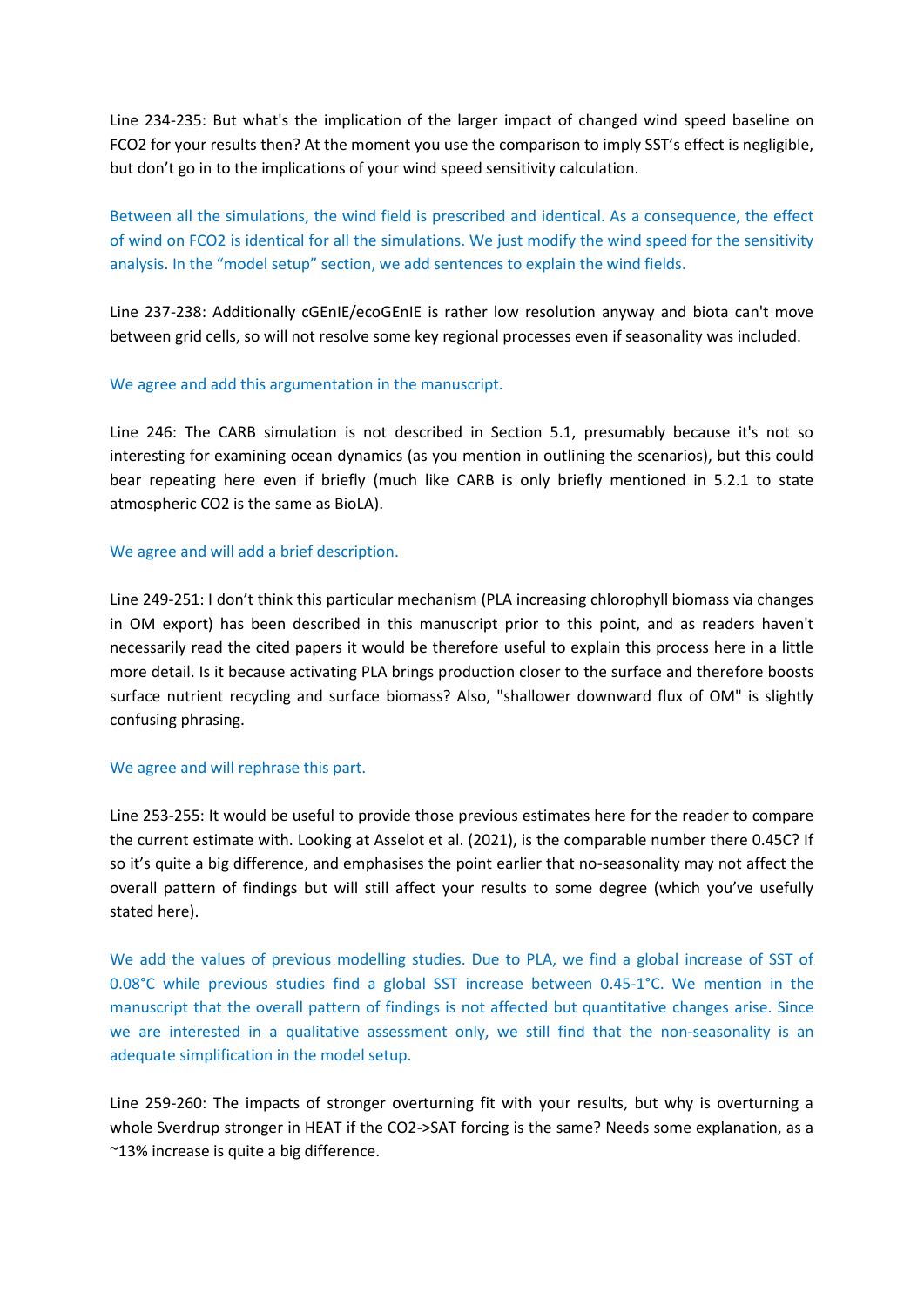Line 234-235: But what's the implication of the larger impact of changed wind speed baseline on FCO2 for your results then? At the moment you use the comparison to imply SST's effect is negligible, but don't go in to the implications of your wind speed sensitivity calculation.

Between all the simulations, the wind field is prescribed and identical. As a consequence, the effect of wind on FCO2 is identical for all the simulations. We just modify the wind speed for the sensitivity analysis. In the "model setup" section, we add sentences to explain the wind fields.

Line 237-238: Additionally cGEnIE/ecoGEnIE is rather low resolution anyway and biota can't move between grid cells, so will not resolve some key regional processes even if seasonality was included.

We agree and add this argumentation in the manuscript.

Line 246: The CARB simulation is not described in Section 5.1, presumably because it's not so interesting for examining ocean dynamics (as you mention in outlining the scenarios), but this could bear repeating here even if briefly (much like CARB is only briefly mentioned in 5.2.1 to state atmospheric CO2 is the same as BioLA).

We agree and will add a brief description.

Line 249-251: I don't think this particular mechanism (PLA increasing chlorophyll biomass via changes in OM export) has been described in this manuscript prior to this point, and as readers haven't necessarily read the cited papers it would be therefore useful to explain this process here in a little more detail. Is it because activating PLA brings production closer to the surface and therefore boosts surface nutrient recycling and surface biomass? Also, "shallower downward flux of OM" is slightly confusing phrasing.

We agree and will rephrase this part.

Line 253-255: It would be useful to provide those previous estimates here for the reader to compare the current estimate with. Looking at Asselot et al. (2021), is the comparable number there 0.45C? If so it's quite a big difference, and emphasises the point earlier that no-seasonality may not affect the overall pattern of findings but will still affect your results to some degree (which you've usefully stated here).

We add the values of previous modelling studies. Due to PLA, we find a global increase of SST of 0.08°C while previous studies find a global SST increase between 0.45-1°C. We mention in the manuscript that the overall pattern of findings is not affected but quantitative changes arise. Since we are interested in a qualitative assessment only, we still find that the non-seasonality is an adequate simplification in the model setup.

Line 259-260: The impacts of stronger overturning fit with your results, but why is overturning a whole Sverdrup stronger in HEAT if the CO2->SAT forcing is the same? Needs some explanation, as a ~13% increase is quite a big difference.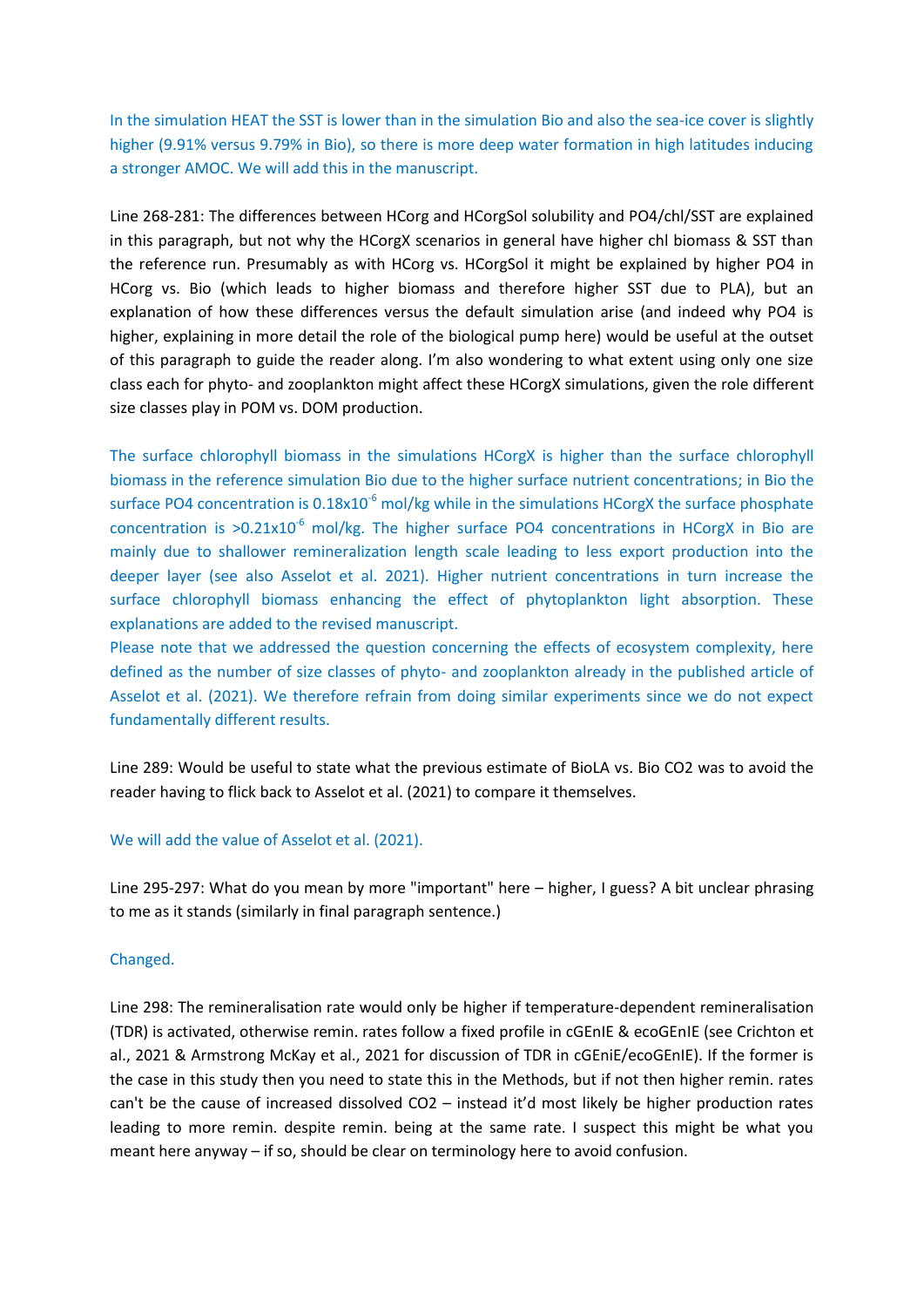In the simulation HEAT the SST is lower than in the simulation Bio and also the sea-ice cover is slightly higher (9.91% versus 9.79% in Bio), so there is more deep water formation in high latitudes inducing a stronger AMOC. We will add this in the manuscript.

Line 268-281: The differences between HCorg and HCorgSol solubility and PO4/chl/SST are explained in this paragraph, but not why the HCorgX scenarios in general have higher chl biomass & SST than the reference run. Presumably as with HCorg vs. HCorgSol it might be explained by higher PO4 in HCorg vs. Bio (which leads to higher biomass and therefore higher SST due to PLA), but an explanation of how these differences versus the default simulation arise (and indeed why PO4 is higher, explaining in more detail the role of the biological pump here) would be useful at the outset of this paragraph to guide the reader along. I'm also wondering to what extent using only one size class each for phyto- and zooplankton might affect these HCorgX simulations, given the role different size classes play in POM vs. DOM production.

The surface chlorophyll biomass in the simulations HCorgX is higher than the surface chlorophyll biomass in the reference simulation Bio due to the higher surface nutrient concentrations; in Bio the surface PO4 concentration is $0.18 \times 10^{-6}$ mol/kg while in the simulations HCorgX the surface phosphate concentration is $>0.21 \times 10^{-6}$ mol/kg. The higher surface PO4 concentrations in HCorgX in Bio are mainly due to shallower remineralization length scale leading to less export production into the deeper layer (see also Asselot et al. 2021). Higher nutrient concentrations in turn increase the surface chlorophyll biomass enhancing the effect of phytoplankton light absorption. These explanations are added to the revised manuscript.
Please note that we addressed the question concerning the effects of ecosystem complexity, here defined as the number of size classes of phyto- and zooplankton already in the published article of Asselot et al. (2021). We therefore refrain from doing similar experiments since we do not expect fundamentally different results.

Line 289: Would be useful to state what the previous estimate of BioLA vs. Bio CO2 was to avoid the reader having to flick back to Asselot et al. (2021) to compare it themselves.

We will add the value of Asselot et al. (2021).

Line 295-297: What do you mean by more "important" here – higher, I guess? A bit unclear phrasing to me as it stands (similarly in final paragraph sentence.)

Changed.

Line 298: The remineralisation rate would only be higher if temperature-dependent remineralisation (TDR) is activated, otherwise remin. rates follow a fixed profile in cGEnIE & ecoGEnIE (see Crichton et al., 2021 & Armstrong McKay et al., 2021 for discussion of TDR in cGEniE/ecoGEnIE). If the former is the case in this study then you need to state this in the Methods, but if not then higher remin. rates can't be the cause of increased dissolved CO2 – instead it'd most likely be higher production rates leading to more remin. despite remin. being at the same rate. I suspect this might be what you meant here anyway – if so, should be clear on terminology here to avoid confusion.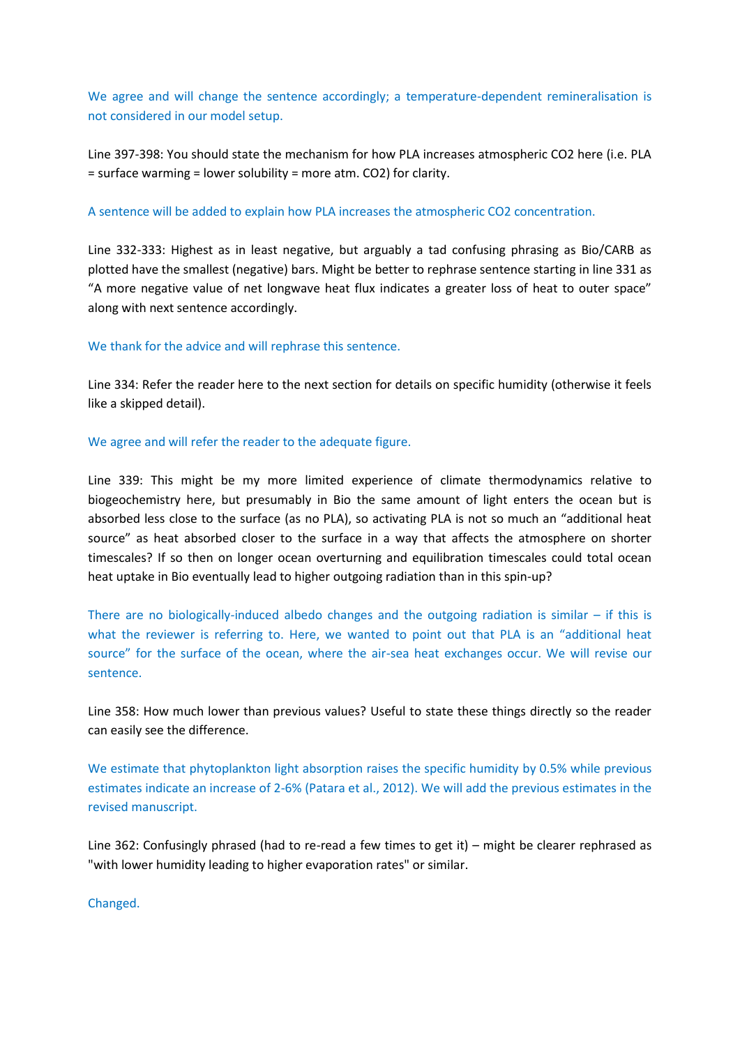We agree and will change the sentence accordingly; a temperature-dependent remineralisation is not considered in our model setup.

Line 397-398: You should state the mechanism for how PLA increases atmospheric CO2 here (i.e. PLA = surface warming = lower solubility = more atm. CO2) for clarity.

A sentence will be added to explain how PLA increases the atmospheric CO2 concentration.

Line 332-333: Highest as in least negative, but arguably a tad confusing phrasing as Bio/CARB as plotted have the smallest (negative) bars. Might be better to rephrase sentence starting in line 331 as "A more negative value of net longwave heat flux indicates a greater loss of heat to outer space" along with next sentence accordingly.

We thank for the advice and will rephrase this sentence.

Line 334: Refer the reader here to the next section for details on specific humidity (otherwise it feels like a skipped detail).

We agree and will refer the reader to the adequate figure.

Line 339: This might be my more limited experience of climate thermodynamics relative to biogeochemistry here, but presumably in Bio the same amount of light enters the ocean but is absorbed less close to the surface (as no PLA), so activating PLA is not so much an "additional heat source" as heat absorbed closer to the surface in a way that affects the atmosphere on shorter timescales? If so then on longer ocean overturning and equilibration timescales could total ocean heat uptake in Bio eventually lead to higher outgoing radiation than in this spin-up?

There are no biologically-induced albedo changes and the outgoing radiation is similar – if this is what the reviewer is referring to. Here, we wanted to point out that PLA is an "additional heat source" for the surface of the ocean, where the air-sea heat exchanges occur. We will revise our sentence.

Line 358: How much lower than previous values? Useful to state these things directly so the reader can easily see the difference.

We estimate that phytoplankton light absorption raises the specific humidity by 0.5% while previous estimates indicate an increase of 2-6% (Patara et al., 2012). We will add the previous estimates in the revised manuscript.

Line 362: Confusingly phrased (had to re-read a few times to get it) – might be clearer rephrased as "with lower humidity leading to higher evaporation rates" or similar.

Changed.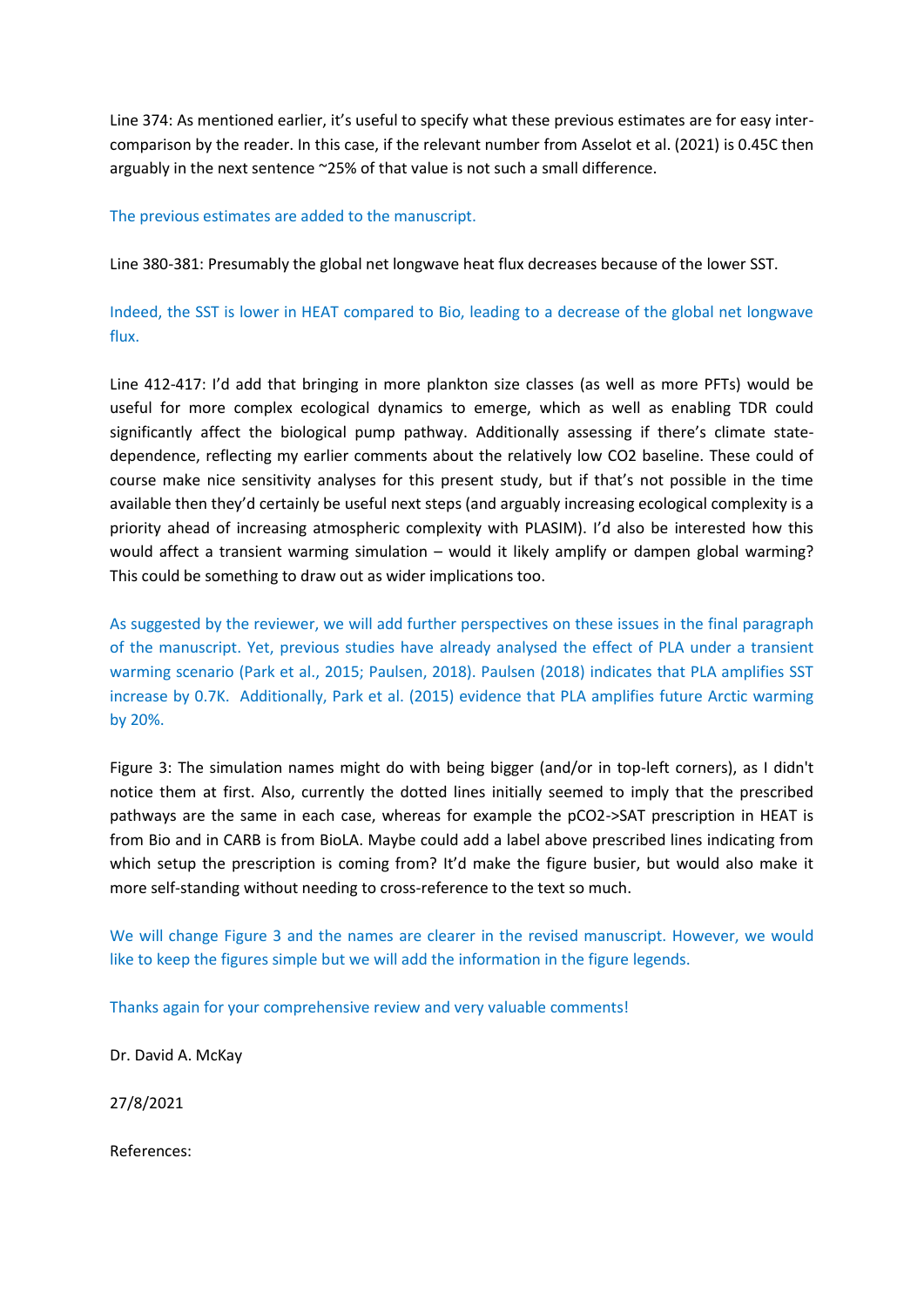Line 374: As mentioned earlier, it's useful to specify what these previous estimates are for easy inter-comparison by the reader. In this case, if the relevant number from Asselot et al. (2021) is 0.45C then arguably in the next sentence ~25% of that value is not such a small difference.

The previous estimates are added to the manuscript.

Line 380-381: Presumably the global net longwave heat flux decreases because of the lower SST.

Indeed, the SST is lower in HEAT compared to Bio, leading to a decrease of the global net longwave flux.

Line 412-417: I'd add that bringing in more plankton size classes (as well as more PFTs) would be useful for more complex ecological dynamics to emerge, which as well as enabling TDR could significantly affect the biological pump pathway. Additionally assessing if there's climate state-dependence, reflecting my earlier comments about the relatively low CO2 baseline. These could of course make nice sensitivity analyses for this present study, but if that's not possible in the time available then they'd certainly be useful next steps (and arguably increasing ecological complexity is a priority ahead of increasing atmospheric complexity with PLASIM). I'd also be interested how this would affect a transient warming simulation – would it likely amplify or dampen global warming? This could be something to draw out as wider implications too.

As suggested by the reviewer, we will add further perspectives on these issues in the final paragraph of the manuscript. Yet, previous studies have already analysed the effect of PLA under a transient warming scenario (Park et al., 2015; Paulsen, 2018). Paulsen (2018) indicates that PLA amplifies SST increase by 0.7K. Additionally, Park et al. (2015) evidence that PLA amplifies future Arctic warming by 20%.

Figure 3: The simulation names might do with being bigger (and/or in top-left corners), as I didn't notice them at first. Also, currently the dotted lines initially seemed to imply that the prescribed pathways are the same in each case, whereas for example the pCO2->SAT prescription in HEAT is from Bio and in CARB is from BioLA. Maybe could add a label above prescribed lines indicating from which setup the prescription is coming from? It'd make the figure busier, but would also make it more self-standing without needing to cross-reference to the text so much.

We will change Figure 3 and the names are clearer in the revised manuscript. However, we would like to keep the figures simple but we will add the information in the figure legends.

Thanks again for your comprehensive review and very valuable comments!

Dr. David A. McKay

27/8/2021

References: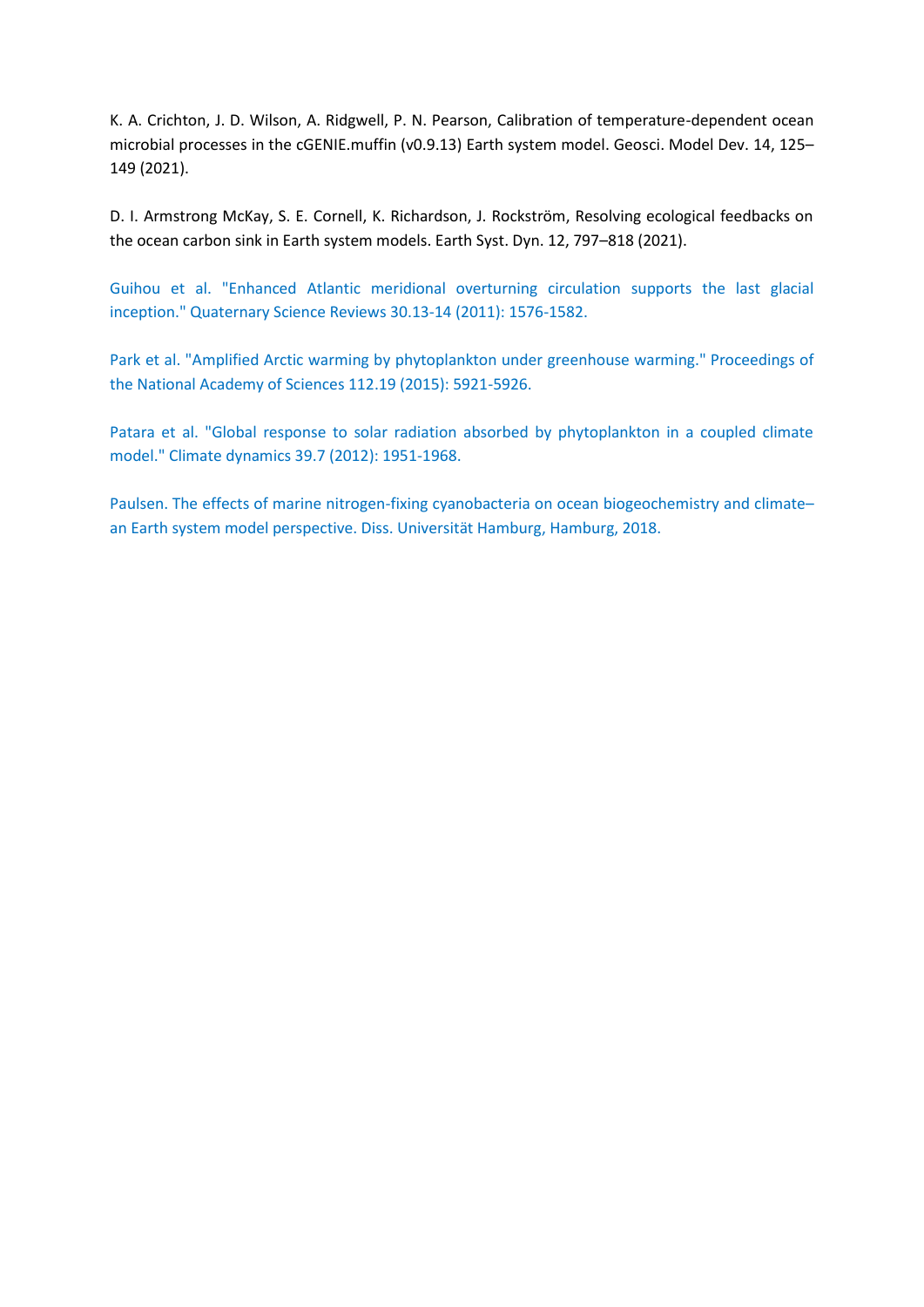K. A. Crichton, J. D. Wilson, A. Ridgwell, P. N. Pearson, Calibration of temperature-dependent ocean microbial processes in the cGENIE.muffin (v0.9.13) Earth system model. Geosci. Model Dev. 14, 125–149 (2021).

D. I. Armstrong McKay, S. E. Cornell, K. Richardson, J. Rockström, Resolving ecological feedbacks on the ocean carbon sink in Earth system models. Earth Syst. Dyn. 12, 797–818 (2021).

Guihou et al. "Enhanced Atlantic meridional overturning circulation supports the last glacial inception." Quaternary Science Reviews 30.13-14 (2011): 1576-1582.

Park et al. "Amplified Arctic warming by phytoplankton under greenhouse warming." Proceedings of the National Academy of Sciences 112.19 (2015): 5921-5926.

Patara et al. "Global response to solar radiation absorbed by phytoplankton in a coupled climate model." Climate dynamics 39.7 (2012): 1951-1968.

Paulsen. The effects of marine nitrogen-fixing cyanobacteria on ocean biogeochemistry and climate–an Earth system model perspective. Diss. Universität Hamburg, Hamburg, 2018.